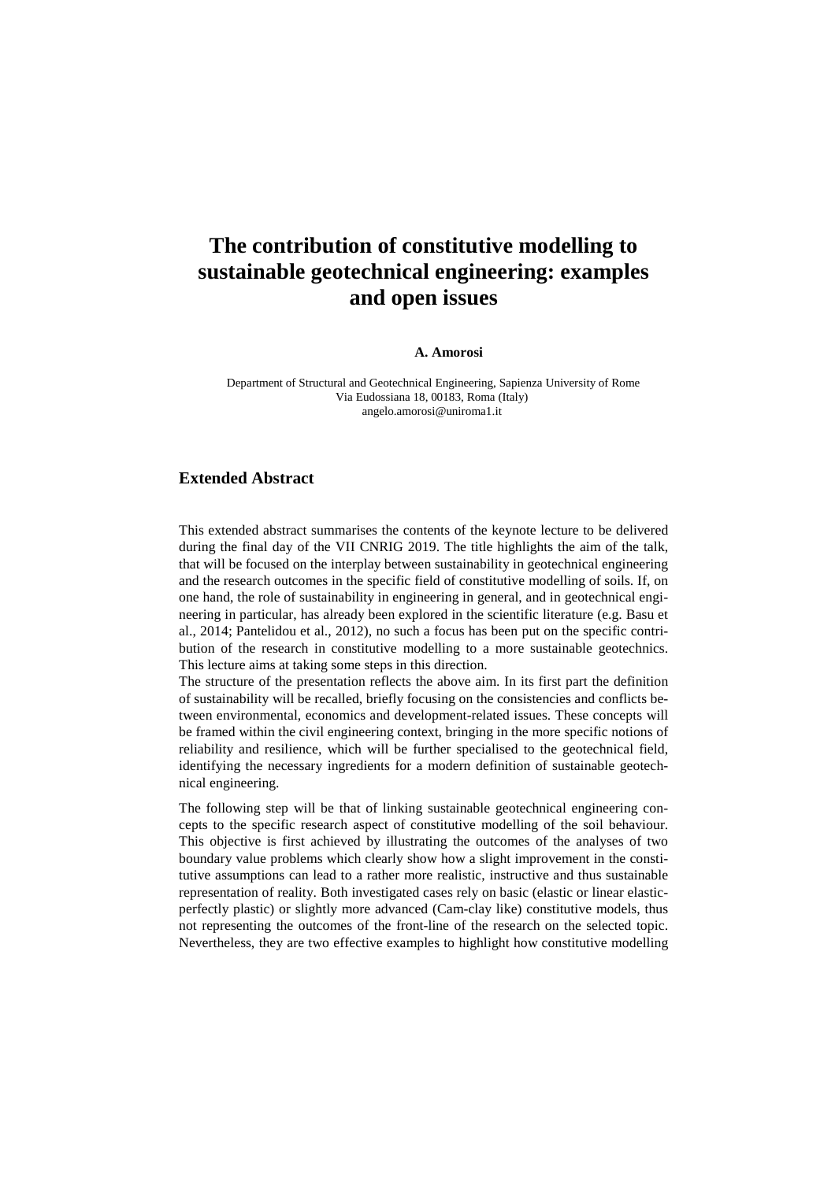# The contribution of constitutive modelling to sustainable geotechnical engineering: examples and open issues

**A. Amorosi**

Department of Structural and Geotechnical Engineering, Sapienza University of Rome
Via Eudossiana 18, 00183, Roma (Italy)
angelo.amorosi@uniroma1.it

## Extended Abstract

This extended abstract summarises the contents of the keynote lecture to be delivered during the final day of the VII CNRIG 2019. The title highlights the aim of the talk, that will be focused on the interplay between sustainability in geotechnical engineering and the research outcomes in the specific field of constitutive modelling of soils. If, on one hand, the role of sustainability in engineering in general, and in geotechnical engineering in particular, has already been explored in the scientific literature (e.g. Basu et al., 2014; Pantelidou et al., 2012), no such a focus has been put on the specific contribution of the research in constitutive modelling to a more sustainable geotechnics. This lecture aims at taking some steps in this direction.

The structure of the presentation reflects the above aim. In its first part the definition of sustainability will be recalled, briefly focusing on the consistencies and conflicts between environmental, economics and development-related issues. These concepts will be framed within the civil engineering context, bringing in the more specific notions of reliability and resilience, which will be further specialised to the geotechnical field, identifying the necessary ingredients for a modern definition of sustainable geotechnical engineering.

The following step will be that of linking sustainable geotechnical engineering concepts to the specific research aspect of constitutive modelling of the soil behaviour. This objective is first achieved by illustrating the outcomes of the analyses of two boundary value problems which clearly show how a slight improvement in the constitutive assumptions can lead to a rather more realistic, instructive and thus sustainable representation of reality. Both investigated cases rely on basic (elastic or linear elastic-perfectly plastic) or slightly more advanced (Cam-clay like) constitutive models, thus not representing the outcomes of the front-line of the research on the selected topic. Nevertheless, they are two effective examples to highlight how constitutive modelling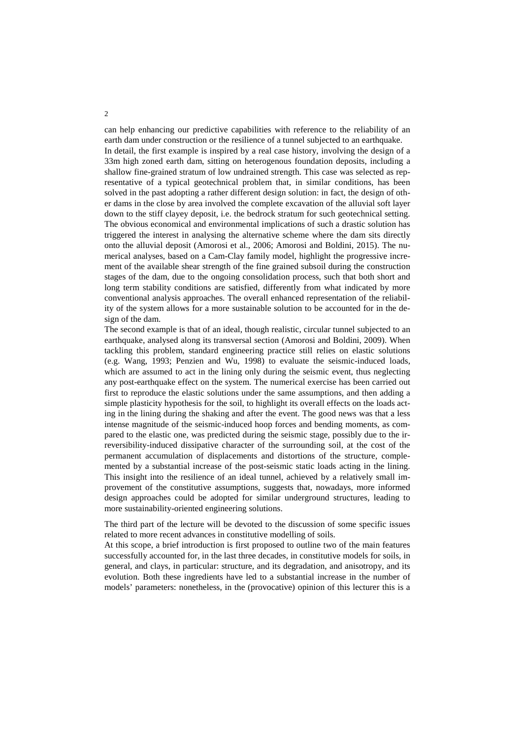can help enhancing our predictive capabilities with reference to the reliability of an earth dam under construction or the resilience of a tunnel subjected to an earthquake.
In detail, the first example is inspired by a real case history, involving the design of a 33m high zoned earth dam, sitting on heterogenous foundation deposits, including a shallow fine-grained stratum of low undrained strength. This case was selected as representative of a typical geotechnical problem that, in similar conditions, has been solved in the past adopting a rather different design solution: in fact, the design of other dams in the close by area involved the complete excavation of the alluvial soft layer down to the stiff clayey deposit, i.e. the bedrock stratum for such geotechnical setting. The obvious economical and environmental implications of such a drastic solution has triggered the interest in analysing the alternative scheme where the dam sits directly onto the alluvial deposit (Amorosi et al., 2006; Amorosi and Boldini, 2015). The numerical analyses, based on a Cam-Clay family model, highlight the progressive increment of the available shear strength of the fine grained subsoil during the construction stages of the dam, due to the ongoing consolidation process, such that both short and long term stability conditions are satisfied, differently from what indicated by more conventional analysis approaches. The overall enhanced representation of the reliability of the system allows for a more sustainable solution to be accounted for in the design of the dam.
The second example is that of an ideal, though realistic, circular tunnel subjected to an earthquake, analysed along its transversal section (Amorosi and Boldini, 2009). When tackling this problem, standard engineering practice still relies on elastic solutions (e.g. Wang, 1993; Penzien and Wu, 1998) to evaluate the seismic-induced loads, which are assumed to act in the lining only during the seismic event, thus neglecting any post-earthquake effect on the system. The numerical exercise has been carried out first to reproduce the elastic solutions under the same assumptions, and then adding a simple plasticity hypothesis for the soil, to highlight its overall effects on the loads acting in the lining during the shaking and after the event. The good news was that a less intense magnitude of the seismic-induced hoop forces and bending moments, as compared to the elastic one, was predicted during the seismic stage, possibly due to the irreversibility-induced dissipative character of the surrounding soil, at the cost of the permanent accumulation of displacements and distortions of the structure, complemented by a substantial increase of the post-seismic static loads acting in the lining. This insight into the resilience of an ideal tunnel, achieved by a relatively small improvement of the constitutive assumptions, suggests that, nowadays, more informed design approaches could be adopted for similar underground structures, leading to more sustainability-oriented engineering solutions.

The third part of the lecture will be devoted to the discussion of some specific issues related to more recent advances in constitutive modelling of soils.
At this scope, a brief introduction is first proposed to outline two of the main features successfully accounted for, in the last three decades, in constitutive models for soils, in general, and clays, in particular: structure, and its degradation, and anisotropy, and its evolution. Both these ingredients have led to a substantial increase in the number of models' parameters: nonetheless, in the (provocative) opinion of this lecturer this is a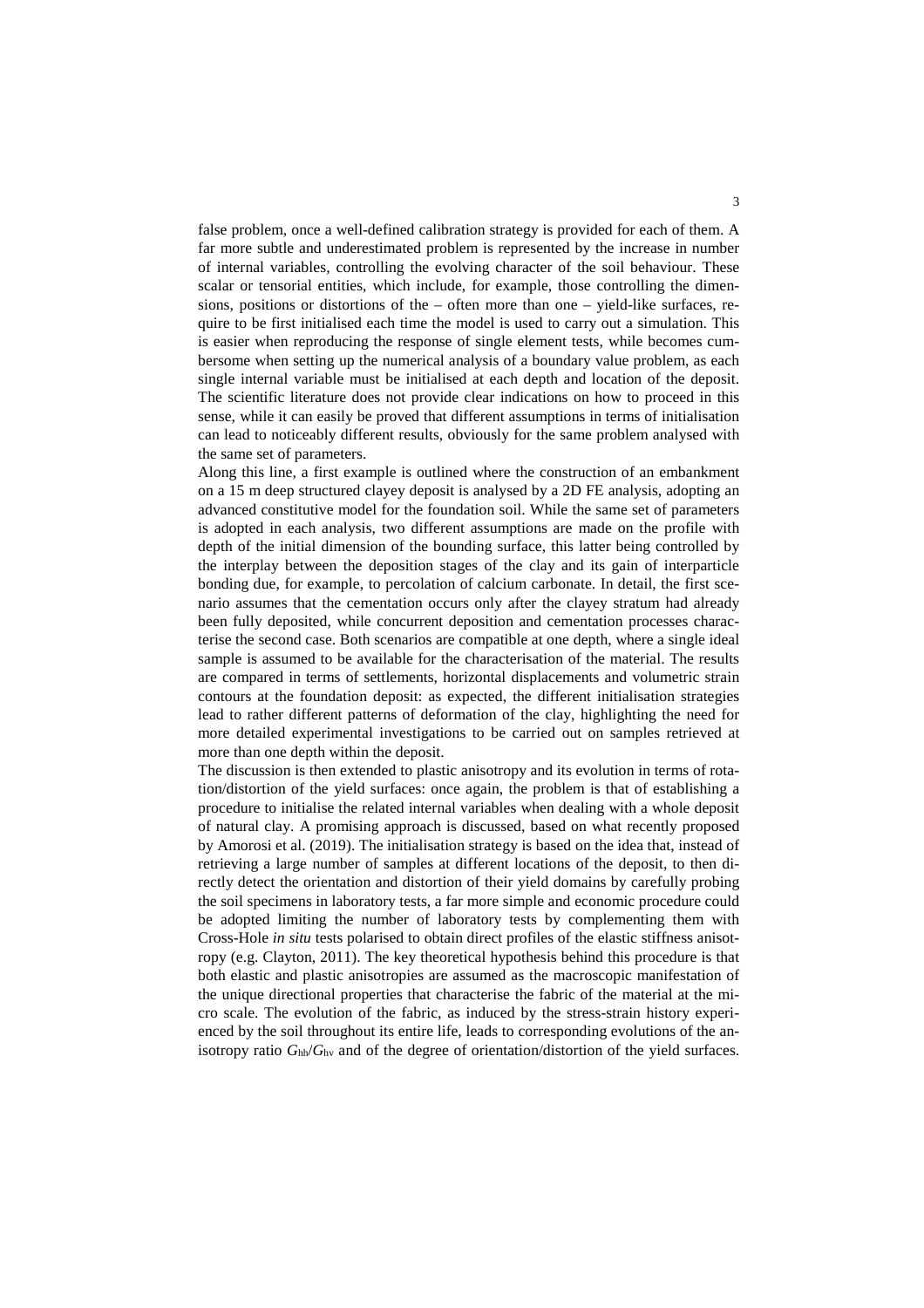false problem, once a well-defined calibration strategy is provided for each of them. A far more subtle and underestimated problem is represented by the increase in number of internal variables, controlling the evolving character of the soil behaviour. These scalar or tensorial entities, which include, for example, those controlling the dimensions, positions or distortions of the – often more than one – yield-like surfaces, require to be first initialised each time the model is used to carry out a simulation. This is easier when reproducing the response of single element tests, while becomes cumbersome when setting up the numerical analysis of a boundary value problem, as each single internal variable must be initialised at each depth and location of the deposit. The scientific literature does not provide clear indications on how to proceed in this sense, while it can easily be proved that different assumptions in terms of initialisation can lead to noticeably different results, obviously for the same problem analysed with the same set of parameters.

Along this line, a first example is outlined where the construction of an embankment on a 15 m deep structured clayey deposit is analysed by a 2D FE analysis, adopting an advanced constitutive model for the foundation soil. While the same set of parameters is adopted in each analysis, two different assumptions are made on the profile with depth of the initial dimension of the bounding surface, this latter being controlled by the interplay between the deposition stages of the clay and its gain of interparticle bonding due, for example, to percolation of calcium carbonate. In detail, the first scenario assumes that the cementation occurs only after the clayey stratum had already been fully deposited, while concurrent deposition and cementation processes characterise the second case. Both scenarios are compatible at one depth, where a single ideal sample is assumed to be available for the characterisation of the material. The results are compared in terms of settlements, horizontal displacements and volumetric strain contours at the foundation deposit: as expected, the different initialisation strategies lead to rather different patterns of deformation of the clay, highlighting the need for more detailed experimental investigations to be carried out on samples retrieved at more than one depth within the deposit.

The discussion is then extended to plastic anisotropy and its evolution in terms of rotation/distortion of the yield surfaces: once again, the problem is that of establishing a procedure to initialise the related internal variables when dealing with a whole deposit of natural clay. A promising approach is discussed, based on what recently proposed by Amorosi et al. (2019). The initialisation strategy is based on the idea that, instead of retrieving a large number of samples at different locations of the deposit, to then directly detect the orientation and distortion of their yield domains by carefully probing the soil specimens in laboratory tests, a far more simple and economic procedure could be adopted limiting the number of laboratory tests by complementing them with Cross-Hole *in situ* tests polarised to obtain direct profiles of the elastic stiffness anisotropy (e.g. Clayton, 2011). The key theoretical hypothesis behind this procedure is that both elastic and plastic anisotropies are assumed as the macroscopic manifestation of the unique directional properties that characterise the fabric of the material at the micro scale. The evolution of the fabric, as induced by the stress-strain history experienced by the soil throughout its entire life, leads to corresponding evolutions of the anisotropy ratio $G_{hh}/G_{hv}$ and of the degree of orientation/distortion of the yield surfaces.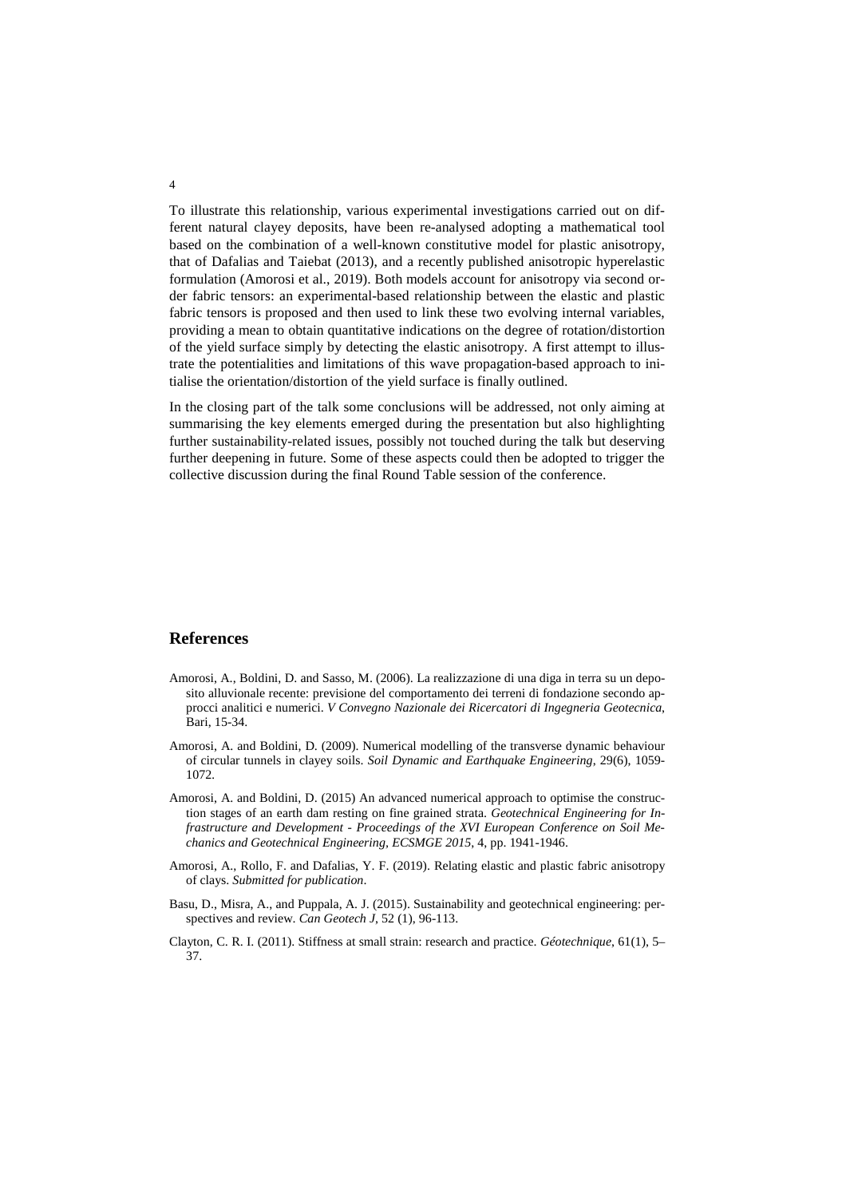To illustrate this relationship, various experimental investigations carried out on different natural clayey deposits, have been re-analysed adopting a mathematical tool based on the combination of a well-known constitutive model for plastic anisotropy, that of Dafalias and Taiebat (2013), and a recently published anisotropic hyperelastic formulation (Amorosi et al., 2019). Both models account for anisotropy via second order fabric tensors: an experimental-based relationship between the elastic and plastic fabric tensors is proposed and then used to link these two evolving internal variables, providing a mean to obtain quantitative indications on the degree of rotation/distortion of the yield surface simply by detecting the elastic anisotropy. A first attempt to illustrate the potentialities and limitations of this wave propagation-based approach to initialise the orientation/distortion of the yield surface is finally outlined.

In the closing part of the talk some conclusions will be addressed, not only aiming at summarising the key elements emerged during the presentation but also highlighting further sustainability-related issues, possibly not touched during the talk but deserving further deepening in future. Some of these aspects could then be adopted to trigger the collective discussion during the final Round Table session of the conference.

## References

Amorosi, A., Boldini, D. and Sasso, M. (2006). La realizzazione di una diga in terra su un deposito alluvionale recente: previsione del comportamento dei terreni di fondazione secondo approcci analitici e numerici. *V Convegno Nazionale dei Ricercatori di Ingegneria Geotecnica*, Bari, 15-34.

Amorosi, A. and Boldini, D. (2009). Numerical modelling of the transverse dynamic behaviour of circular tunnels in clayey soils. *Soil Dynamic and Earthquake Engineering*, 29(6), 1059-1072.

Amorosi, A. and Boldini, D. (2015) An advanced numerical approach to optimise the construction stages of an earth dam resting on fine grained strata. *Geotechnical Engineering for Infrastructure and Development - Proceedings of the XVI European Conference on Soil Mechanics and Geotechnical Engineering, ECSMGE 2015*, 4, pp. 1941-1946.

Amorosi, A., Rollo, F. and Dafalias, Y. F. (2019). Relating elastic and plastic fabric anisotropy of clays. *Submitted for publication*.

Basu, D., Misra, A., and Puppala, A. J. (2015). Sustainability and geotechnical engineering: perspectives and review. *Can Geotech J*, 52 (1), 96-113.

Clayton, C. R. I. (2011). Stiffness at small strain: research and practice. *Géotechnique*, 61(1), 5–37.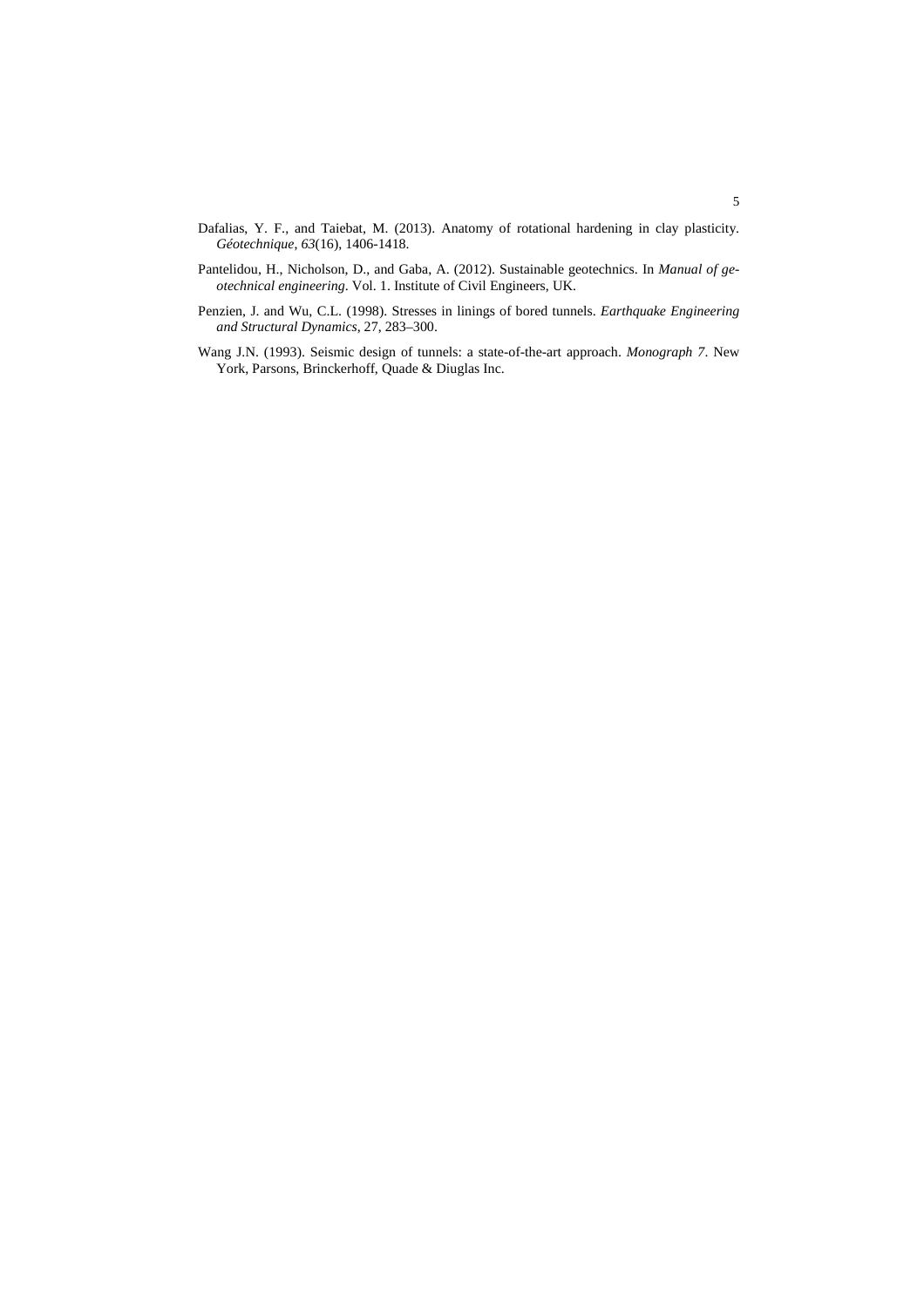Dafalias, Y. F., and Taiebat, M. (2013). Anatomy of rotational hardening in clay plasticity. *Géotechnique*, *63*(16), 1406-1418.

Pantelidou, H., Nicholson, D., and Gaba, A. (2012). Sustainable geotechnics. In *Manual of geotechnical engineering*. Vol. 1. Institute of Civil Engineers, UK.

Penzien, J. and Wu, C.L. (1998). Stresses in linings of bored tunnels. *Earthquake Engineering and Structural Dynamics*, 27, 283–300.

Wang J.N. (1993). Seismic design of tunnels: a state-of-the-art approach. *Monograph 7*. New York, Parsons, Brinckerhoff, Quade & Diuglas Inc.